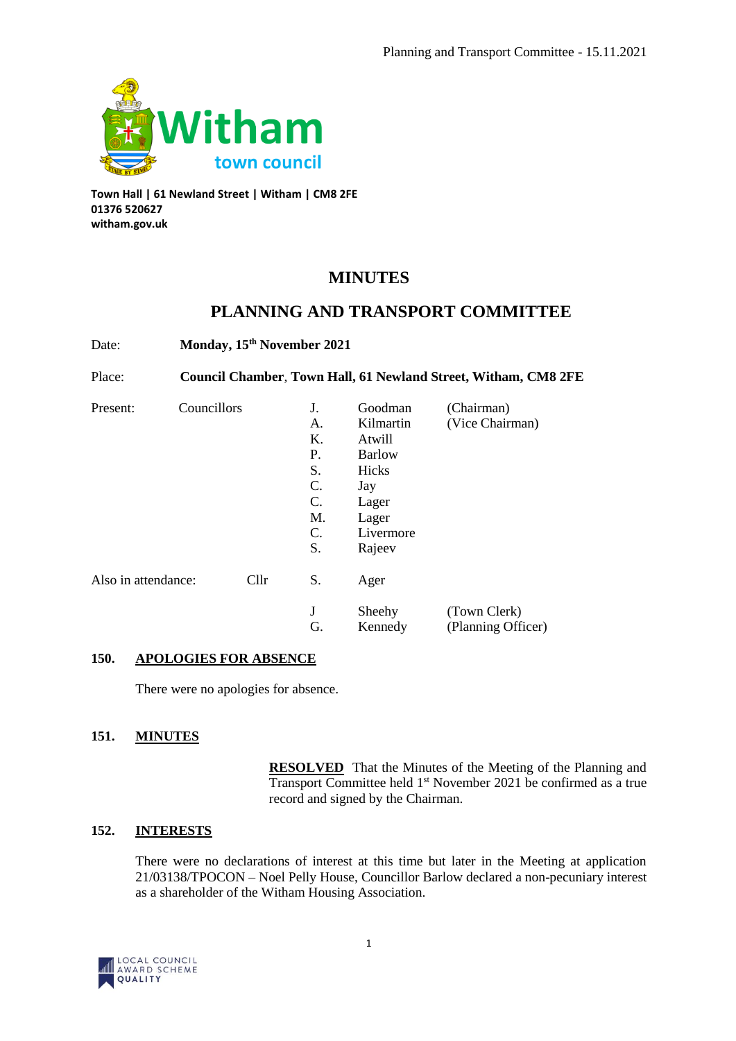Witham town council

**Town Hall | 61 Newland Street | Witham | CM8 2FE**
**01376 520627**
**witham.gov.uk**

# MINUTES

# PLANNING AND TRANSPORT COMMITTEE

| | | | | |
|---|---|---|---|---|
| Date: | **Monday, 15th November 2021** | | | |
| Place: | **Council Chamber, Town Hall, 61 Newland Street, Witham, CM8 2FE** | | | |
| Present: | Councillors | J. | Goodman | (Chairman) |
| | | A. | Kilmartin | (Vice Chairman) |
| | | K. | Atwill | |
| | | P. | Barlow | |
| | | S. | Hicks | |
| | | C. | Jay | |
| | | C. | Lager | |
| | | M. | Lager | |
| | | C. | Livermore | |
| | | S. | Rajeev | |
| Also in attendance: | Cllr | S. | Ager | |
| | | J | Sheehy | (Town Clerk) |
| | | G. | Kennedy | (Planning Officer) |

## 150. APOLOGIES FOR ABSENCE

There were no apologies for absence.

## 151. MINUTES

**RESOLVED** That the Minutes of the Meeting of the Planning and Transport Committee held 1st November 2021 be confirmed as a true record and signed by the Chairman.

## 152. INTERESTS

There were no declarations of interest at this time but later in the Meeting at application 21/03138/TPOCON – Noel Pelly House, Councillor Barlow declared a non-pecuniary interest as a shareholder of the Witham Housing Association.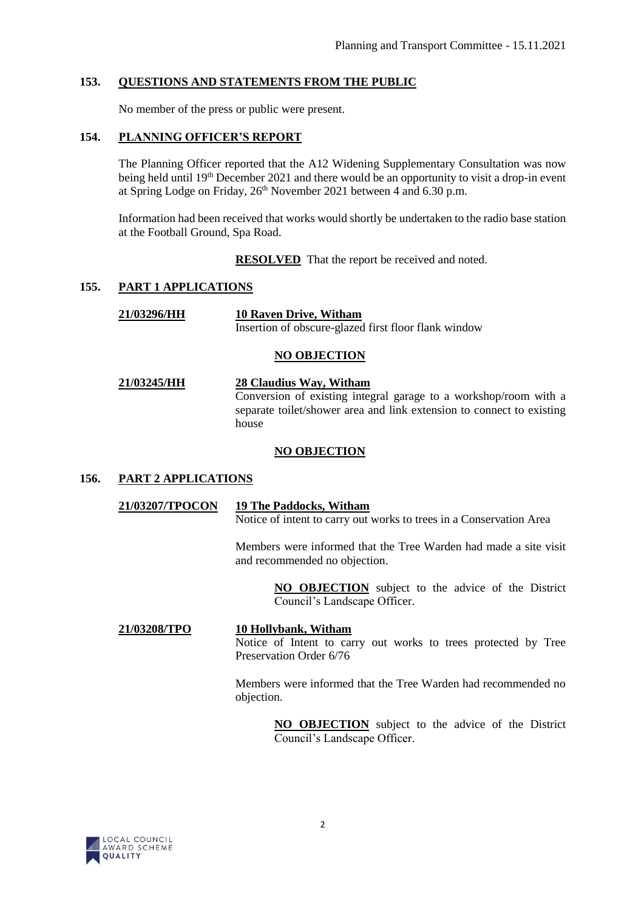## 153. QUESTIONS AND STATEMENTS FROM THE PUBLIC

No member of the press or public were present.

## 154. PLANNING OFFICER'S REPORT

The Planning Officer reported that the A12 Widening Supplementary Consultation was now being held until 19th December 2021 and there would be an opportunity to visit a drop-in event at Spring Lodge on Friday, 26th November 2021 between 4 and 6.30 p.m.

Information had been received that works would shortly be undertaken to the radio base station at the Football Ground, Spa Road.

**RESOLVED** That the report be received and noted.

## 155. PART 1 APPLICATIONS

**21/03296/HH** — **10 Raven Drive, Witham**
Insertion of obscure-glazed first floor flank window

**NO OBJECTION**

**21/03245/HH** — **28 Claudius Way, Witham**
Conversion of existing integral garage to a workshop/room with a separate toilet/shower area and link extension to connect to existing house

**NO OBJECTION**

## 156. PART 2 APPLICATIONS

**21/03207/TPOCON** — **19 The Paddocks, Witham**
Notice of intent to carry out works to trees in a Conservation Area

Members were informed that the Tree Warden had made a site visit and recommended no objection.

**NO OBJECTION** subject to the advice of the District Council's Landscape Officer.

**21/03208/TPO** — **10 Hollybank, Witham**
Notice of Intent to carry out works to trees protected by Tree Preservation Order 6/76

Members were informed that the Tree Warden had recommended no objection.

**NO OBJECTION** subject to the advice of the District Council's Landscape Officer.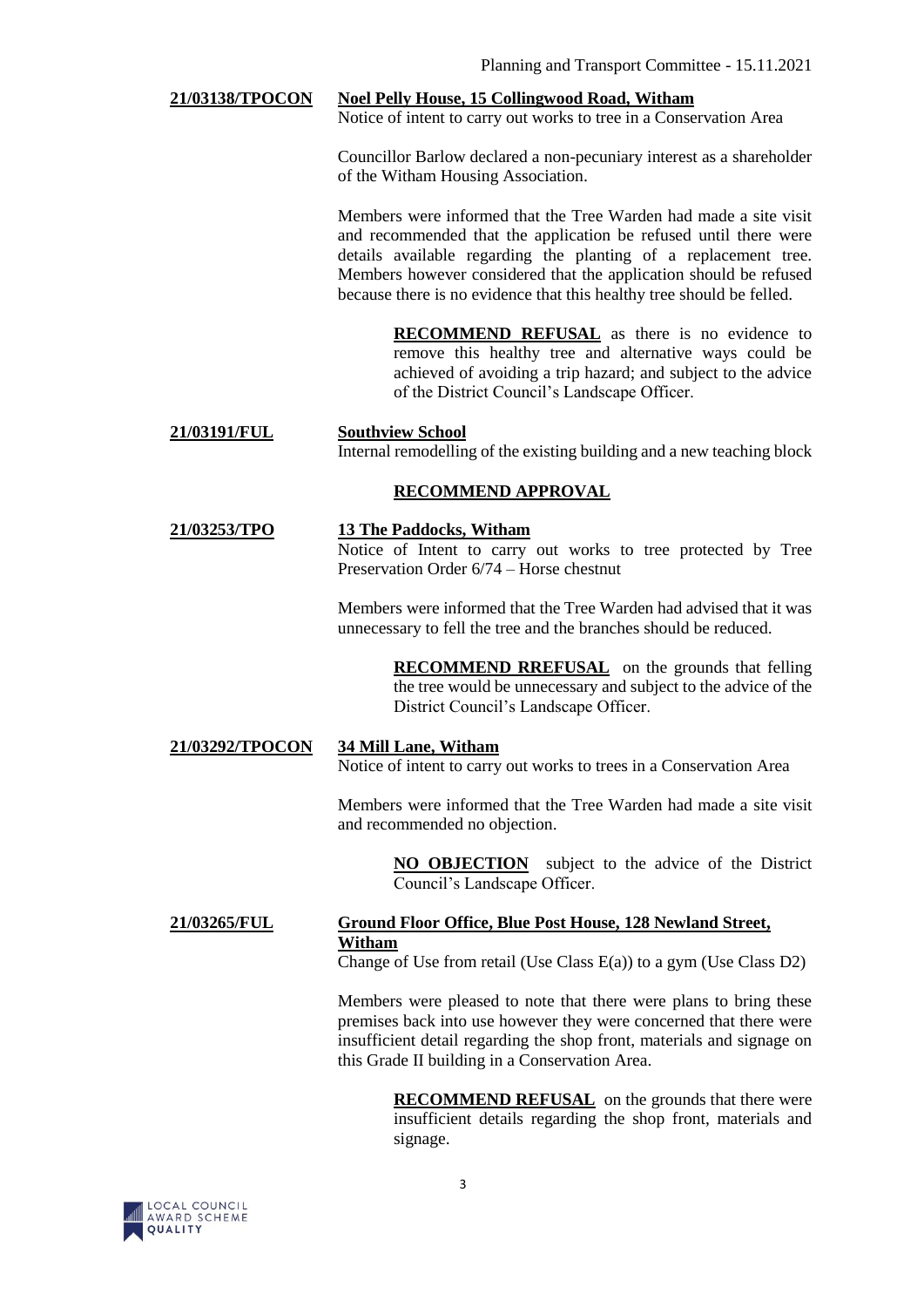**21/03138/TPOCON** **Noel Pelly House, 15 Collingwood Road, Witham**

Notice of intent to carry out works to tree in a Conservation Area

Councillor Barlow declared a non-pecuniary interest as a shareholder of the Witham Housing Association.

Members were informed that the Tree Warden had made a site visit and recommended that the application be refused until there were details available regarding the planting of a replacement tree. Members however considered that the application should be refused because there is no evidence that this healthy tree should be felled.

> **RECOMMEND REFUSAL** as there is no evidence to remove this healthy tree and alternative ways could be achieved of avoiding a trip hazard; and subject to the advice of the District Council's Landscape Officer.

**21/03191/FUL** **Southview School**

Internal remodelling of the existing building and a new teaching block

**RECOMMEND APPROVAL**

**21/03253/TPO** **13 The Paddocks, Witham**

Notice of Intent to carry out works to tree protected by Tree Preservation Order 6/74 – Horse chestnut

Members were informed that the Tree Warden had advised that it was unnecessary to fell the tree and the branches should be reduced.

> **RECOMMEND RREFUSAL** on the grounds that felling the tree would be unnecessary and subject to the advice of the District Council's Landscape Officer.

**21/03292/TPOCON** **34 Mill Lane, Witham**

Notice of intent to carry out works to trees in a Conservation Area

Members were informed that the Tree Warden had made a site visit and recommended no objection.

> **NO OBJECTION** subject to the advice of the District Council's Landscape Officer.

**21/03265/FUL** **Ground Floor Office, Blue Post House, 128 Newland Street, Witham**

Change of Use from retail (Use Class E(a)) to a gym (Use Class D2)

Members were pleased to note that there were plans to bring these premises back into use however they were concerned that there were insufficient detail regarding the shop front, materials and signage on this Grade II building in a Conservation Area.

> **RECOMMEND REFUSAL** on the grounds that there were insufficient details regarding the shop front, materials and signage.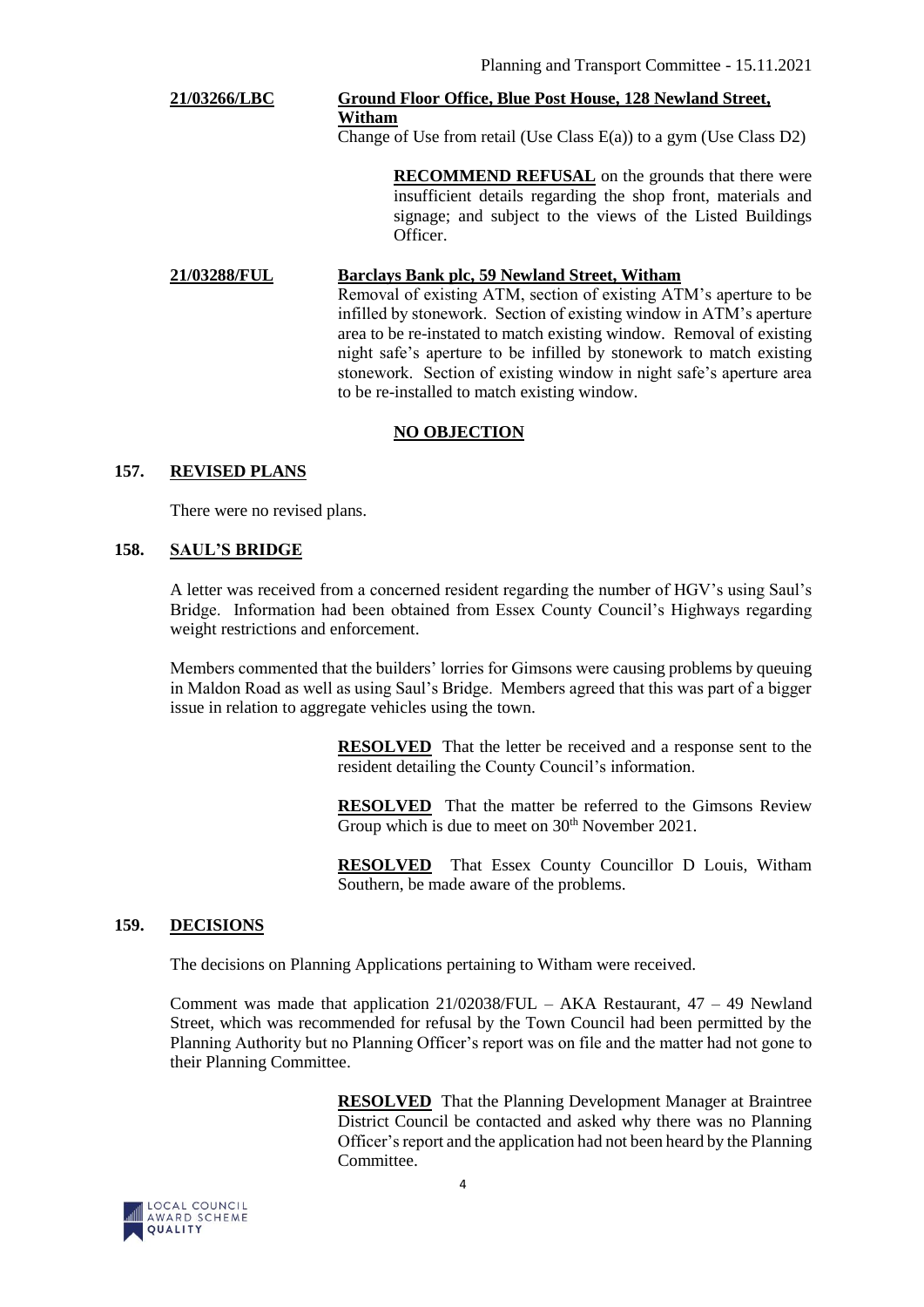**21/03266/LBC** **Ground Floor Office, Blue Post House, 128 Newland Street, Witham**

Change of Use from retail (Use Class E(a)) to a gym (Use Class D2)

**RECOMMEND REFUSAL** on the grounds that there were insufficient details regarding the shop front, materials and signage; and subject to the views of the Listed Buildings Officer.

**21/03288/FUL** **Barclays Bank plc, 59 Newland Street, Witham**

Removal of existing ATM, section of existing ATM's aperture to be infilled by stonework. Section of existing window in ATM's aperture area to be re-instated to match existing window. Removal of existing night safe's aperture to be infilled by stonework to match existing stonework. Section of existing window in night safe's aperture area to be re-installed to match existing window.

**NO OBJECTION**

## 157. REVISED PLANS

There were no revised plans.

## 158. SAUL'S BRIDGE

A letter was received from a concerned resident regarding the number of HGV's using Saul's Bridge. Information had been obtained from Essex County Council's Highways regarding weight restrictions and enforcement.

Members commented that the builders' lorries for Gimsons were causing problems by queuing in Maldon Road as well as using Saul's Bridge. Members agreed that this was part of a bigger issue in relation to aggregate vehicles using the town.

**RESOLVED** That the letter be received and a response sent to the resident detailing the County Council's information.

**RESOLVED** That the matter be referred to the Gimsons Review Group which is due to meet on 30th November 2021.

**RESOLVED** That Essex County Councillor D Louis, Witham Southern, be made aware of the problems.

## 159. DECISIONS

The decisions on Planning Applications pertaining to Witham were received.

Comment was made that application 21/02038/FUL – AKA Restaurant, 47 – 49 Newland Street, which was recommended for refusal by the Town Council had been permitted by the Planning Authority but no Planning Officer's report was on file and the matter had not gone to their Planning Committee.

**RESOLVED** That the Planning Development Manager at Braintree District Council be contacted and asked why there was no Planning Officer's report and the application had not been heard by the Planning Committee.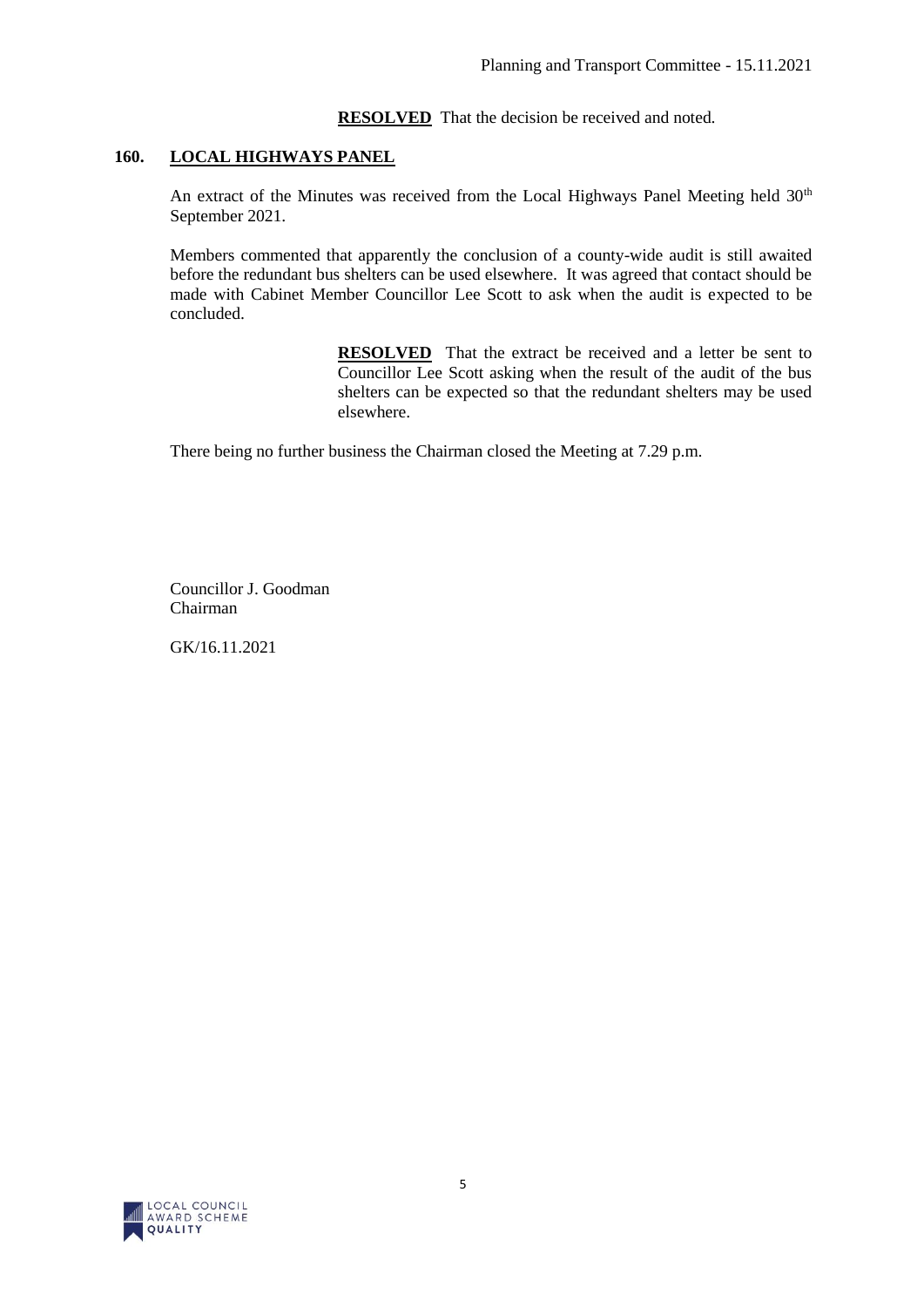**RESOLVED** That the decision be received and noted.

## 160. LOCAL HIGHWAYS PANEL

An extract of the Minutes was received from the Local Highways Panel Meeting held 30th September 2021.

Members commented that apparently the conclusion of a county-wide audit is still awaited before the redundant bus shelters can be used elsewhere. It was agreed that contact should be made with Cabinet Member Councillor Lee Scott to ask when the audit is expected to be concluded.

**RESOLVED** That the extract be received and a letter be sent to Councillor Lee Scott asking when the result of the audit of the bus shelters can be expected so that the redundant shelters may be used elsewhere.

There being no further business the Chairman closed the Meeting at 7.29 p.m.

Councillor J. Goodman
Chairman

GK/16.11.2021

LOCAL COUNCIL AWARD SCHEME QUALITY